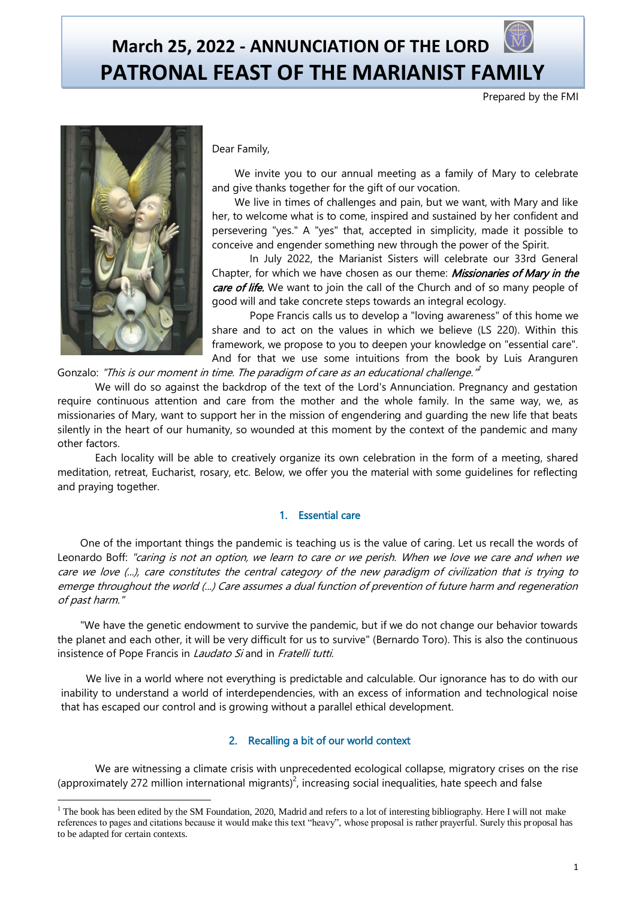# March 25, 2022 - ANNUNCIATION OF THE LORD
# PATRONAL FEAST OF THE MARIANIST FAMILY

Prepared by the FMI

Dear Family,

We invite you to our annual meeting as a family of Mary to celebrate and give thanks together for the gift of our vocation.

We live in times of challenges and pain, but we want, with Mary and like her, to welcome what is to come, inspired and sustained by her confident and persevering "yes." A "yes" that, accepted in simplicity, made it possible to conceive and engender something new through the power of the Spirit.

In July 2022, the Marianist Sisters will celebrate our 33rd General Chapter, for which we have chosen as our theme: ***Missionaries of Mary in the care of life.*** We want to join the call of the Church and of so many people of good will and take concrete steps towards an integral ecology.

Pope Francis calls us to develop a "loving awareness" of this home we share and to act on the values in which we believe (LS 220). Within this framework, we propose to you to deepen your knowledge on "essential care". And for that we use some intuitions from the book by Luis Aranguren Gonzalo: *"This is our moment in time. The paradigm of care as an educational challenge."*[1]

We will do so against the backdrop of the text of the Lord's Annunciation. Pregnancy and gestation require continuous attention and care from the mother and the whole family. In the same way, we, as missionaries of Mary, want to support her in the mission of engendering and guarding the new life that beats silently in the heart of our humanity, so wounded at this moment by the context of the pandemic and many other factors.

Each locality will be able to creatively organize its own celebration in the form of a meeting, shared meditation, retreat, Eucharist, rosary, etc. Below, we offer you the material with some guidelines for reflecting and praying together.

## 1. Essential care

One of the important things the pandemic is teaching us is the value of caring. Let us recall the words of Leonardo Boff: *"caring is not an option, we learn to care or we perish. When we love we care and when we care we love (...), care constitutes the central category of the new paradigm of civilization that is trying to emerge throughout the world (...) Care assumes a dual function of prevention of future harm and regeneration of past harm."*

"We have the genetic endowment to survive the pandemic, but if we do not change our behavior towards the planet and each other, it will be very difficult for us to survive" (Bernardo Toro). This is also the continuous insistence of Pope Francis in *Laudato Si* and in *Fratelli tutti.*

We live in a world where not everything is predictable and calculable. Our ignorance has to do with our inability to understand a world of interdependencies, with an excess of information and technological noise that has escaped our control and is growing without a parallel ethical development.

## 2. Recalling a bit of our world context

We are witnessing a climate crisis with unprecedented ecological collapse, migratory crises on the rise (approximately 272 million international migrants)[2], increasing social inequalities, hate speech and false

---

[1] The book has been edited by the SM Foundation, 2020, Madrid and refers to a lot of interesting bibliography. Here I will not make references to pages and citations because it would make this text "heavy", whose proposal is rather prayerful. Surely this proposal has to be adapted for certain contexts.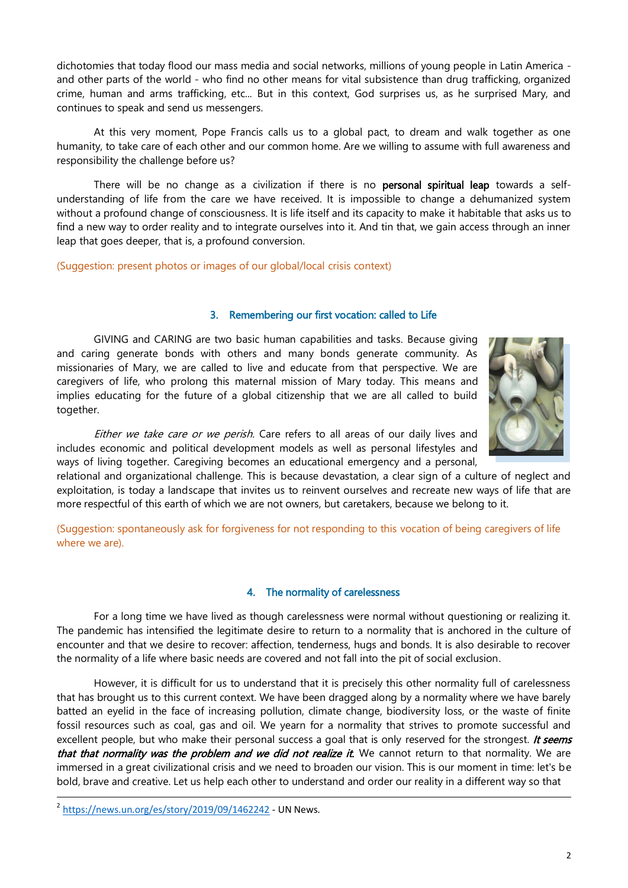dichotomies that today flood our mass media and social networks, millions of young people in Latin America - and other parts of the world - who find no other means for vital subsistence than drug trafficking, organized crime, human and arms trafficking, etc... But in this context, God surprises us, as he surprised Mary, and continues to speak and send us messengers.

At this very moment, Pope Francis calls us to a global pact, to dream and walk together as one humanity, to take care of each other and our common home. Are we willing to assume with full awareness and responsibility the challenge before us?

There will be no change as a civilization if there is no **personal spiritual leap** towards a self-understanding of life from the care we have received. It is impossible to change a dehumanized system without a profound change of consciousness. It is life itself and its capacity to make it habitable that asks us to find a new way to order reality and to integrate ourselves into it. And tin that, we gain access through an inner leap that goes deeper, that is, a profound conversion.

(Suggestion: present photos or images of our global/local crisis context)

### 3. Remembering our first vocation: called to Life

GIVING and CARING are two basic human capabilities and tasks. Because giving and caring generate bonds with others and many bonds generate community. As missionaries of Mary, we are called to live and educate from that perspective. We are caregivers of life, who prolong this maternal mission of Mary today. This means and implies educating for the future of a global citizenship that we are all called to build together.

*Either we take care or we perish*. Care refers to all areas of our daily lives and includes economic and political development models as well as personal lifestyles and ways of living together. Caregiving becomes an educational emergency and a personal, relational and organizational challenge. This is because devastation, a clear sign of a culture of neglect and exploitation, is today a landscape that invites us to reinvent ourselves and recreate new ways of life that are more respectful of this earth of which we are not owners, but caretakers, because we belong to it.

(Suggestion: spontaneously ask for forgiveness for not responding to this vocation of being caregivers of life where we are).

### 4. The normality of carelessness

For a long time we have lived as though carelessness were normal without questioning or realizing it. The pandemic has intensified the legitimate desire to return to a normality that is anchored in the culture of encounter and that we desire to recover: affection, tenderness, hugs and bonds. It is also desirable to recover the normality of a life where basic needs are covered and not fall into the pit of social exclusion.

However, it is difficult for us to understand that it is precisely this other normality full of carelessness that has brought us to this current context. We have been dragged along by a normality where we have barely batted an eyelid in the face of increasing pollution, climate change, biodiversity loss, or the waste of finite fossil resources such as coal, gas and oil. We yearn for a normality that strives to promote successful and excellent people, but who make their personal success a goal that is only reserved for the strongest. ***It seems that that normality was the problem and we did not realize it.*** We cannot return to that normality. We are immersed in a great civilizational crisis and we need to broaden our vision. This is our moment in time: let's be bold, brave and creative. Let us help each other to understand and order our reality in a different way so that

---

[2] https://news.un.org/es/story/2019/09/1462242 - UN News.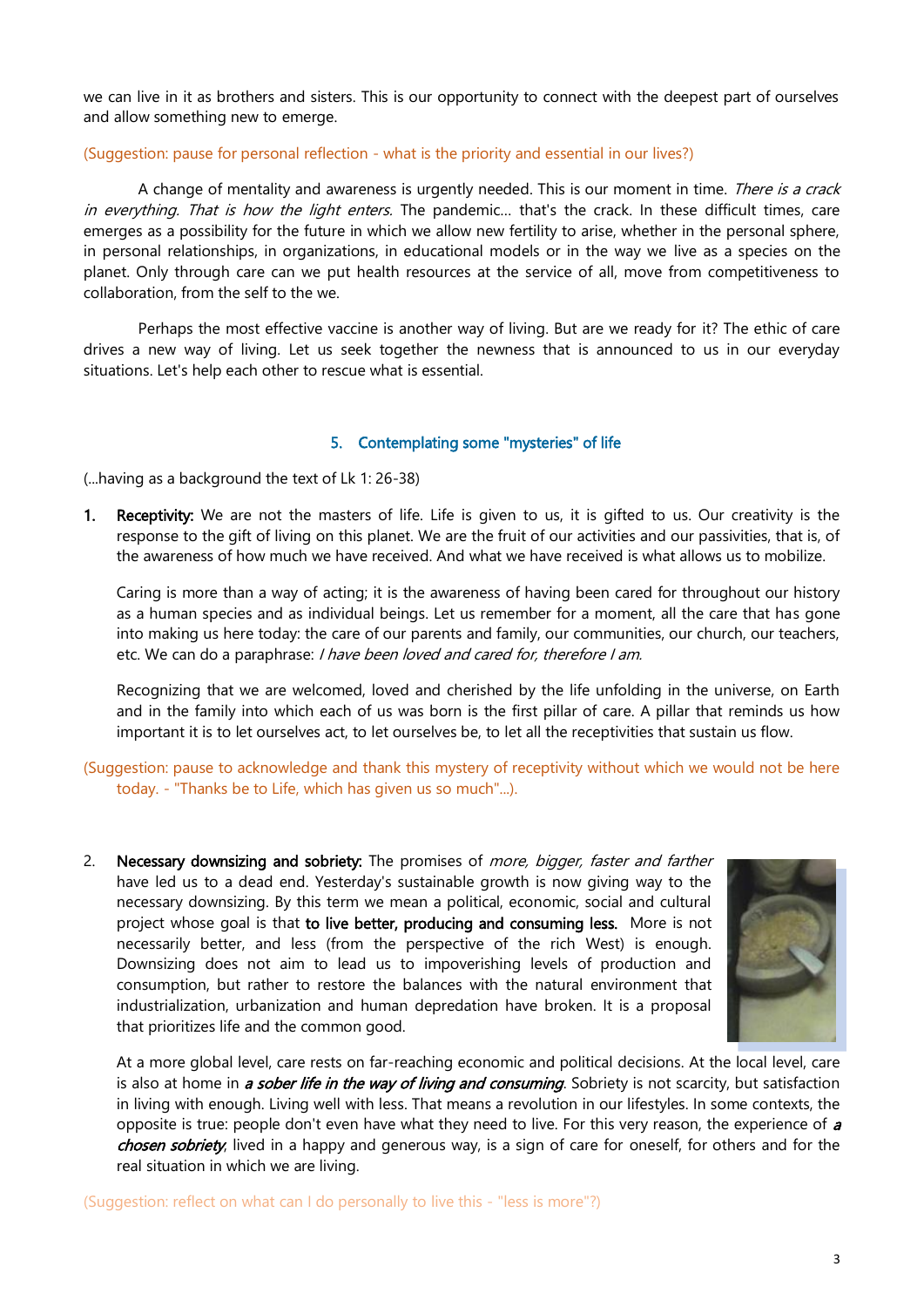we can live in it as brothers and sisters. This is our opportunity to connect with the deepest part of ourselves and allow something new to emerge.

(Suggestion: pause for personal reflection - what is the priority and essential in our lives?)

A change of mentality and awareness is urgently needed. This is our moment in time. *There is a crack in everything. That is how the light enters.* The pandemic... that's the crack. In these difficult times, care emerges as a possibility for the future in which we allow new fertility to arise, whether in the personal sphere, in personal relationships, in organizations, in educational models or in the way we live as a species on the planet. Only through care can we put health resources at the service of all, move from competitiveness to collaboration, from the self to the we.

Perhaps the most effective vaccine is another way of living. But are we ready for it? The ethic of care drives a new way of living. Let us seek together the newness that is announced to us in our everyday situations. Let's help each other to rescue what is essential.

## 5. Contemplating some "mysteries" of life

(...having as a background the text of Lk 1: 26-38)

1. **Receptivity:** We are not the masters of life. Life is given to us, it is gifted to us. Our creativity is the response to the gift of living on this planet. We are the fruit of our activities and our passivities, that is, of the awareness of how much we have received. And what we have received is what allows us to mobilize.

   Caring is more than a way of acting; it is the awareness of having been cared for throughout our history as a human species and as individual beings. Let us remember for a moment, all the care that has gone into making us here today: the care of our parents and family, our communities, our church, our teachers, etc. We can do a paraphrase: *I have been loved and cared for, therefore I am.*

   Recognizing that we are welcomed, loved and cherished by the life unfolding in the universe, on Earth and in the family into which each of us was born is the first pillar of care. A pillar that reminds us how important it is to let ourselves act, to let ourselves be, to let all the receptivities that sustain us flow.

(Suggestion: pause to acknowledge and thank this mystery of receptivity without which we would not be here today. - "Thanks be to Life, which has given us so much"...).

2. **Necessary downsizing and sobriety:** The promises of *more, bigger, faster and farther* have led us to a dead end. Yesterday's sustainable growth is now giving way to the necessary downsizing. By this term we mean a political, economic, social and cultural project whose goal is that **to live better, producing and consuming less.** More is not necessarily better, and less (from the perspective of the rich West) is enough. Downsizing does not aim to lead us to impoverishing levels of production and consumption, but rather to restore the balances with the natural environment that industrialization, urbanization and human depredation have broken. It is a proposal that prioritizes life and the common good.

   At a more global level, care rests on far-reaching economic and political decisions. At the local level, care is also at home in ***a sober life in the way of living and consuming***. Sobriety is not scarcity, but satisfaction in living with enough. Living well with less. That means a revolution in our lifestyles. In some contexts, the opposite is true: people don't even have what they need to live. For this very reason, the experience of ***a chosen sobriety***, lived in a happy and generous way, is a sign of care for oneself, for others and for the real situation in which we are living.

(Suggestion: reflect on what can I do personally to live this - "less is more"?)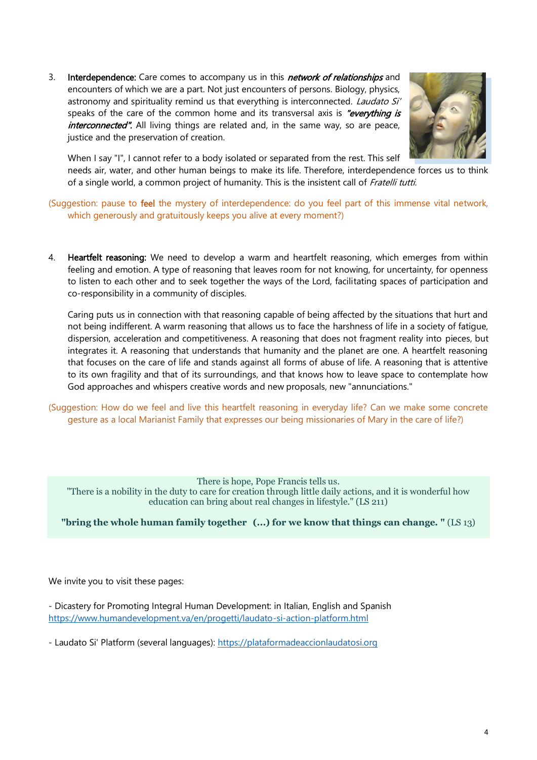3. **Interdependence:** Care comes to accompany us in this ***network of relationships*** and encounters of which we are a part. Not just encounters of persons. Biology, physics, astronomy and spirituality remind us that everything is interconnected. *Laudato Si'* speaks of the care of the common home and its transversal axis is ***"everything is interconnected".*** All living things are related and, in the same way, so are peace, justice and the preservation of creation.

   When I say "I", I cannot refer to a body isolated or separated from the rest. This self needs air, water, and other human beings to make its life. Therefore, interdependence forces us to think of a single world, a common project of humanity. This is the insistent call of *Fratelli tutti.*

(Suggestion: pause to **feel** the mystery of interdependence: do you feel part of this immense vital network, which generously and gratuitously keeps you alive at every moment?)

4. **Heartfelt reasoning:** We need to develop a warm and heartfelt reasoning, which emerges from within feeling and emotion. A type of reasoning that leaves room for not knowing, for uncertainty, for openness to listen to each other and to seek together the ways of the Lord, facilitating spaces of participation and co-responsibility in a community of disciples.

   Caring puts us in connection with that reasoning capable of being affected by the situations that hurt and not being indifferent. A warm reasoning that allows us to face the harshness of life in a society of fatigue, dispersion, acceleration and competitiveness. A reasoning that does not fragment reality into pieces, but integrates it. A reasoning that understands that humanity and the planet are one. A heartfelt reasoning that focuses on the care of life and stands against all forms of abuse of life. A reasoning that is attentive to its own fragility and that of its surroundings, and that knows how to leave space to contemplate how God approaches and whispers creative words and new proposals, new "annunciations."

(Suggestion: How do we feel and live this heartfelt reasoning in everyday life? Can we make some concrete gesture as a local Marianist Family that expresses our being missionaries of Mary in the care of life?)

There is hope, Pope Francis tells us.
"There is a nobility in the duty to care for creation through little daily actions, and it is wonderful how education can bring about real changes in lifestyle." (LS 211)

**"bring the whole human family together (...) for we know that things can change. "** (LS 13)

We invite you to visit these pages:

- Dicastery for Promoting Integral Human Development: in Italian, English and Spanish
https://www.humandevelopment.va/en/progetti/laudato-si-action-platform.html

- Laudato Si' Platform (several languages): https://plataformadeaccionlaudatosi.org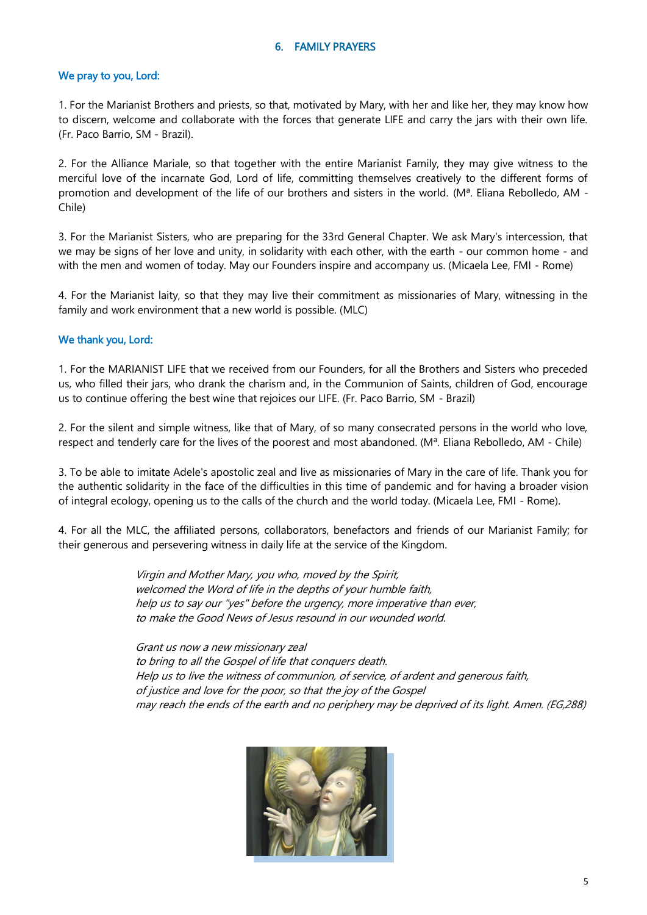## 6. FAMILY PRAYERS

### We pray to you, Lord:

1. For the Marianist Brothers and priests, so that, motivated by Mary, with her and like her, they may know how to discern, welcome and collaborate with the forces that generate LIFE and carry the jars with their own life. (Fr. Paco Barrio, SM - Brazil).

2. For the Alliance Mariale, so that together with the entire Marianist Family, they may give witness to the merciful love of the incarnate God, Lord of life, committing themselves creatively to the different forms of promotion and development of the life of our brothers and sisters in the world. (Mª. Eliana Rebolledo, AM - Chile)

3. For the Marianist Sisters, who are preparing for the 33rd General Chapter. We ask Mary's intercession, that we may be signs of her love and unity, in solidarity with each other, with the earth - our common home - and with the men and women of today. May our Founders inspire and accompany us. (Micaela Lee, FMI - Rome)

4. For the Marianist laity, so that they may live their commitment as missionaries of Mary, witnessing in the family and work environment that a new world is possible. (MLC)

### We thank you, Lord:

1. For the MARIANIST LIFE that we received from our Founders, for all the Brothers and Sisters who preceded us, who filled their jars, who drank the charism and, in the Communion of Saints, children of God, encourage us to continue offering the best wine that rejoices our LIFE. (Fr. Paco Barrio, SM - Brazil)

2. For the silent and simple witness, like that of Mary, of so many consecrated persons in the world who love, respect and tenderly care for the lives of the poorest and most abandoned. (Mª. Eliana Rebolledo, AM - Chile)

3. To be able to imitate Adele's apostolic zeal and live as missionaries of Mary in the care of life. Thank you for the authentic solidarity in the face of the difficulties in this time of pandemic and for having a broader vision of integral ecology, opening us to the calls of the church and the world today. (Micaela Lee, FMI - Rome).

4. For all the MLC, the affiliated persons, collaborators, benefactors and friends of our Marianist Family; for their generous and persevering witness in daily life at the service of the Kingdom.

*Virgin and Mother Mary, you who, moved by the Spirit,*
*welcomed the Word of life in the depths of your humble faith,*
*help us to say our "yes" before the urgency, more imperative than ever,*
*to make the Good News of Jesus resound in our wounded world.*

*Grant us now a new missionary zeal*
*to bring to all the Gospel of life that conquers death.*
*Help us to live the witness of communion, of service, of ardent and generous faith,*
*of justice and love for the poor, so that the joy of the Gospel*
*may reach the ends of the earth and no periphery may be deprived of its light. Amen. (EG,288)*